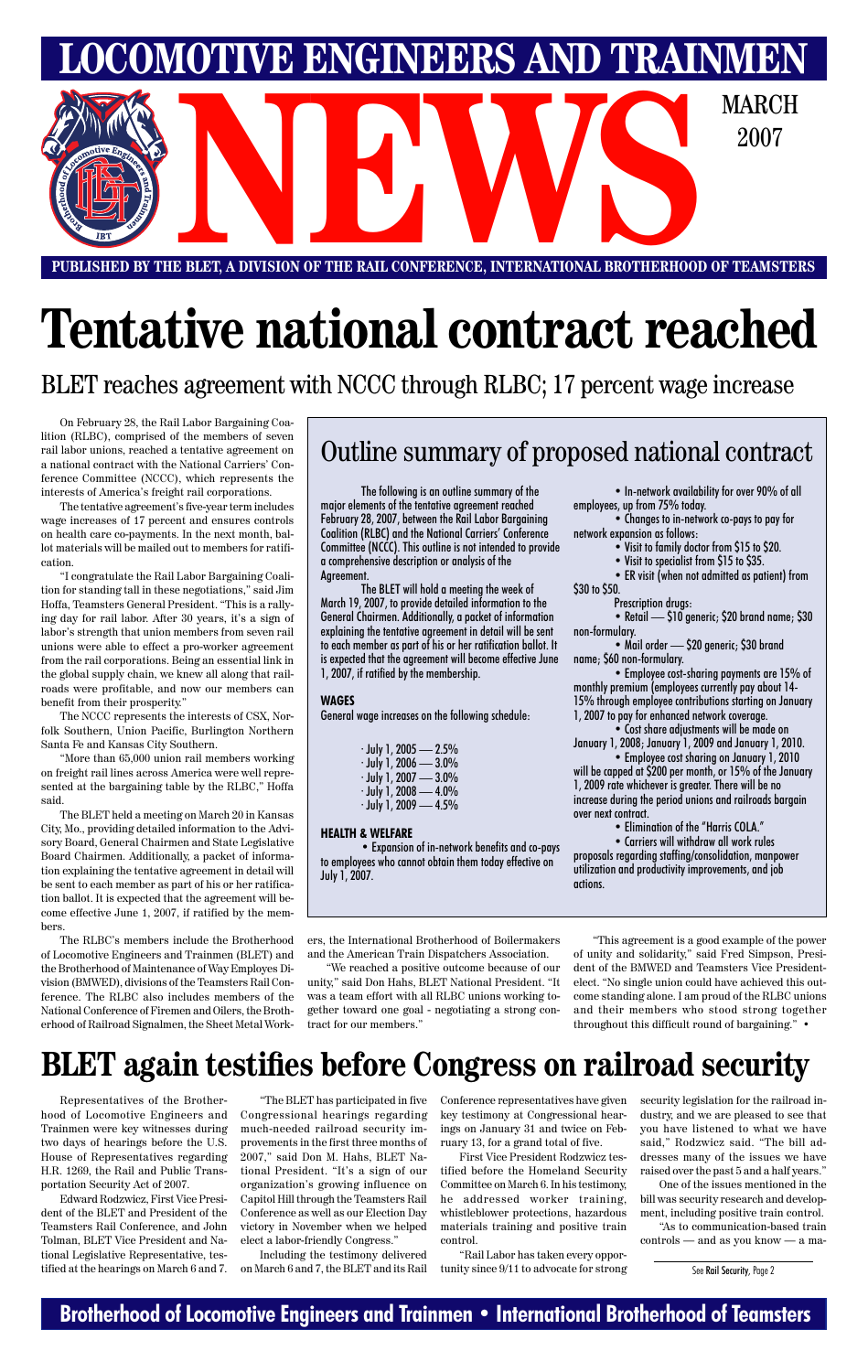# LOCOMOTIVE ENGINEERS AND TRAINMEN NEWS

MARCH 2007

PUBLISHED BY THE BLET, A DIVISION OF THE RAIL CONFERENCE, INTERNATIONAL BROTHERHOOD OF TEAMSTERS

# Tentative national contract reached

## BLET reaches agreement with NCCC through RLBC; 17 percent wage increase

On February 28, the Rail Labor Bargaining Coalition (RLBC), comprised of the members of seven rail labor unions, reached a tentative agreement on a national contract with the National Carriers' Conference Committee (NCCC), which represents the interests of America's freight rail corporations.

The tentative agreement's five-year term includes wage increases of 17 percent and ensures controls on health care co-payments. In the next month, ballot materials will be mailed out to members for ratification.

"I congratulate the Rail Labor Bargaining Coalition for standing tall in these negotiations," said Jim Hoffa, Teamsters General President. "This is a rallying day for rail labor. After 30 years, it's a sign of labor's strength that union members from seven rail unions were able to effect a pro-worker agreement from the rail corporations. Being an essential link in the global supply chain, we knew all along that railroads were profitable, and now our members can benefit from their prosperity."

The NCCC represents the interests of CSX, Norfolk Southern, Union Pacific, Burlington Northern Santa Fe and Kansas City Southern.

"More than 65,000 union rail members working on freight rail lines across America were well represented at the bargaining table by the RLBC," Hoffa said.

The BLET held a meeting on March 20 in Kansas City, Mo., providing detailed information to the Advisory Board, General Chairmen and State Legislative Board Chairmen. Additionally, a packet of information explaining the tentative agreement in detail will be sent to each member as part of his or her ratification ballot. It is expected that the agreement will become effective June 1, 2007, if ratified by the members.

The RLBC's members include the Brotherhood of Locomotive Engineers and Trainmen (BLET) and the Brotherhood of Maintenance of Way Employes Division (BMWED), divisions of the Teamsters Rail Conference. The RLBC also includes members of the National Conference of Firemen and Oilers, the Brotherhood of Railroad Signalmen, the Sheet Metal Workers, the International Brotherhood of Boilermakers and the American Train Dispatchers Association.

"We reached a positive outcome because of our unity," said Don Hahs, BLET National President. "It was a team effort with all RLBC unions working together toward one goal - negotiating a strong contract for our members."

"This agreement is a good example of the power of unity and solidarity," said Fred Simpson, President of the BMWED and Teamsters Vice President-elect. "No single union could have achieved this outcome standing alone. I am proud of the RLBC unions and their members who stood strong together throughout this difficult round of bargaining." •

## Outline summary of proposed national contract

The following is an outline summary of the major elements of the tentative agreement reached February 28, 2007, between the Rail Labor Bargaining Coalition (RLBC) and the National Carriers' Conference Committee (NCCC). This outline is not intended to provide a comprehensive description or analysis of the Agreement.

The BLET will hold a meeting the week of March 19, 2007, to provide detailed information to the General Chairmen. Additionally, a packet of information explaining the tentative agreement in detail will be sent to each member as part of his or her ratification ballot. It is expected that the agreement will become effective June 1, 2007, if ratified by the membership.

**WAGES**

General wage increases on the following schedule:

- July 1, 2005 — 2.5%
- July 1, 2006 — 3.0%
- July 1, 2007 — 3.0%
- July 1, 2008 — 4.0%
- July 1, 2009 — 4.5%

**HEALTH & WELFARE**

- Expansion of in-network benefits and co-pays to employees who cannot obtain them today effective on July 1, 2007.
- In-network availability for over 90% of all employees, up from 75% today.
- Changes to in-network co-pays to pay for network expansion as follows:
  - Visit to family doctor from $15 to $20.
  - Visit to specialist from $15 to $35.
  - ER visit (when not admitted as patient) from $30 to $50.

Prescription drugs:

- Retail — $10 generic; $20 brand name; $30 non-formulary.
- Mail order — $20 generic; $30 brand name; $60 non-formulary.
- Employee cost-sharing payments are 15% of monthly premium (employees currently pay about 14-15% through employee contributions starting on January 1, 2007 to pay for enhanced network coverage.
- Cost share adjustments will be made on January 1, 2008; January 1, 2009 and January 1, 2010.
- Employee cost sharing on January 1, 2010 will be capped at $200 per month, or 15% of the January 1, 2009 rate whichever is greater. There will be no increase during the period unions and railroads bargain over next contract.
- Elimination of the "Harris COLA."
- Carriers will withdraw all work rules proposals regarding staffing/consolidation, manpower utilization and productivity improvements, and job actions.

# BLET again testifies before Congress on railroad security

Representatives of the Brotherhood of Locomotive Engineers and Trainmen were key witnesses during two days of hearings before the U.S. House of Representatives regarding H.R. 1269, the Rail and Public Transportation Security Act of 2007.

Edward Rodzwicz, First Vice President of the BLET and President of the Teamsters Rail Conference, and John Tolman, BLET Vice President and National Legislative Representative, testified at the hearings on March 6 and 7.

"The BLET has participated in five Congressional hearings regarding much-needed railroad security improvements in the first three months of 2007," said Don M. Hahs, BLET National President. "It's a sign of our organization's growing influence on Capitol Hill through the Teamsters Rail Conference as well as our Election Day victory in November when we helped elect a labor-friendly Congress."

Including the testimony delivered on March 6 and 7, the BLET and its Rail Conference representatives have given key testimony at Congressional hearings on January 31 and twice on February 13, for a grand total of five.

First Vice President Rodzwicz testified before the Homeland Security Committee on March 6. In his testimony, he addressed worker training, whistleblower protections, hazardous materials training and positive train control.

"Rail Labor has taken every opportunity since 9/11 to advocate for strong security legislation for the railroad industry, and we are pleased to see that you have listened to what we have said," Rodzwicz said. "The bill addresses many of the issues we have raised over the past 5 and a half years."

One of the issues mentioned in the bill was security research and development, including positive train control.

"As to communication-based train controls — and as you know — a ma-

See Rail Security, Page 2

Brotherhood of Locomotive Engineers and Trainmen • International Brotherhood of Teamsters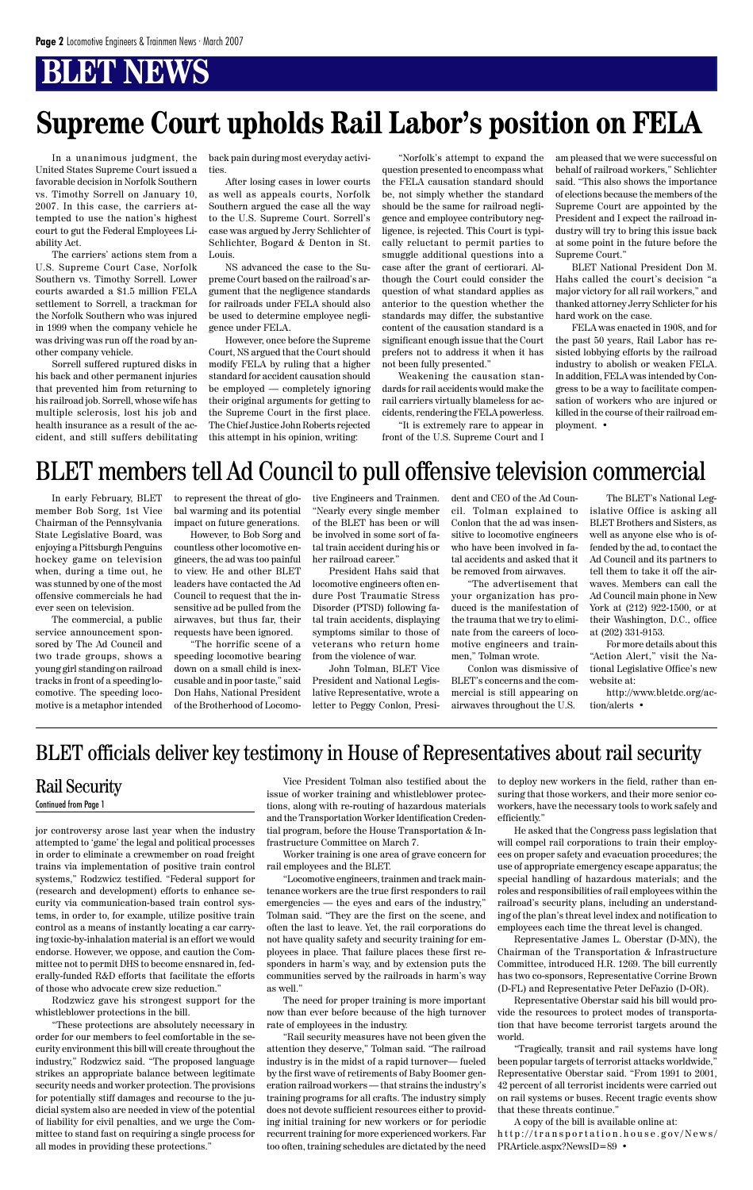# BLET NEWS

# Supreme Court upholds Rail Labor's position on FELA

In a unanimous judgment, the United States Supreme Court issued a favorable decision in Norfolk Southern vs. Timothy Sorrell on January 10, 2007. In this case, the carriers attempted to use the nation's highest court to gut the Federal Employees Liability Act.

The carriers' actions stem from a U.S. Supreme Court Case, Norfolk Southern vs. Timothy Sorrell. Lower courts awarded a $1.5 million FELA settlement to Sorrell, a trackman for the Norfolk Southern who was injured in 1999 when the company vehicle he was driving was run off the road by another company vehicle.

Sorrell suffered ruptured disks in his back and other permanent injuries that prevented him from returning to his railroad job. Sorrell, whose wife has multiple sclerosis, lost his job and health insurance as a result of the accident, and still suffers debilitating back pain during most everyday activities.

After losing cases in lower courts as well as appeals courts, Norfolk Southern argued the case all the way to the U.S. Supreme Court. Sorrell's case was argued by Jerry Schlichter of Schlichter, Bogard & Denton in St. Louis.

NS advanced the case to the Supreme Court based on the railroad's argument that the negligence standards for railroads under FELA should also be used to determine employee negligence under FELA.

However, once before the Supreme Court, NS argued that the Court should modify FELA by ruling that a higher standard for accident causation should be employed — completely ignoring their original arguments for getting to the Supreme Court in the first place. The Chief Justice John Roberts rejected this attempt in his opinion, writing:

"Norfolk's attempt to expand the question presented to encompass what the FELA causation standard should be, not simply whether the standard should be the same for railroad negligence and employee contributory negligence, is rejected. This Court is typically reluctant to permit parties to smuggle additional questions into a case after the grant of certiorari. Although the Court could consider the question of what standard applies as anterior to the question whether the standards may differ, the substantive content of the causation standard is a significant enough issue that the Court prefers not to address it when it has not been fully presented."

Weakening the causation standards for rail accidents would make the rail carriers virtually blameless for accidents, rendering the FELA powerless.

"It is extremely rare to appear in front of the U.S. Supreme Court and I am pleased that we were successful on behalf of railroad workers," Schlichter said. "This also shows the importance of elections because the members of the Supreme Court are appointed by the President and I expect the railroad industry will try to bring this issue back at some point in the future before the Supreme Court."

BLET National President Don M. Hahs called the court's decision "a major victory for all rail workers," and thanked attorney Jerry Schlicter for his hard work on the case.

FELA was enacted in 1908, and for the past 50 years, Rail Labor has resisted lobbying efforts by the railroad industry to abolish or weaken FELA. In addition, FELA was intended by Congress to be a way to facilitate compensation of workers who are injured or killed in the course of their railroad employment. •

# BLET members tell Ad Council to pull offensive television commercial

In early February, BLET member Bob Sorg, 1st Vice Chairman of the Pennsylvania State Legislative Board, was enjoying a Pittsburgh Penguins hockey game on television when, during a time out, he was stunned by one of the most offensive commercials he had ever seen on television.

The commercial, a public service announcement sponsored by The Ad Council and two trade groups, shows a young girl standing on railroad tracks in front of a speeding locomotive. The speeding locomotive is a metaphor intended to represent the threat of global warming and its potential impact on future generations.

However, to Bob Sorg and countless other locomotive engineers, the ad was too painful to view. He and other BLET leaders have contacted the Ad Council to request that the insensitive ad be pulled from the airwaves, but thus far, their requests have been ignored.

"The horrific scene of a speeding locomotive bearing down on a small child is inexcusable and in poor taste," said Don Hahs, National President of the Brotherhood of Locomotive Engineers and Trainmen. "Nearly every single member of the BLET has been or will be involved in some sort of fatal train accident during his or her railroad career."

President Hahs said that locomotive engineers often endure Post Traumatic Stress Disorder (PTSD) following fatal train accidents, displaying symptoms similar to those of veterans who return home from the violence of war.

John Tolman, BLET Vice President and National Legislative Representative, wrote a letter to Peggy Conlon, President and CEO of the Ad Council. Tolman explained to Conlon that the ad was insensitive to locomotive engineers who have been involved in fatal accidents and asked that it be removed from airwaves.

"The advertisement that your organization has produced is the manifestation of the trauma that we try to eliminate from the careers of locomotive engineers and trainmen," Tolman wrote.

Conlon was dismissive of BLET's concerns and the commercial is still appearing on airwaves throughout the U.S.

The BLET's National Legislative Office is asking all BLET Brothers and Sisters, as well as anyone else who is offended by the ad, to contact the Ad Council and its partners to tell them to take it off the airwaves. Members can call the Ad Council main phone in New York at (212) 922-1500, or at their Washington, D.C., office at (202) 331-9153.

For more details about this "Action Alert," visit the National Legislative Office's new website at:

http://www.bletdc.org/action/alerts •

# BLET officials deliver key testimony in House of Representatives about rail security

## Rail Security

Continued from Page 1

jor controversy arose last year when the industry attempted to 'game' the legal and political processes in order to eliminate a crewmember on road freight trains via implementation of positive train control systems," Rodzwicz testified. "Federal support for (research and development) efforts to enhance security via communication-based train control systems, in order to, for example, utilize positive train control as a means of instantly locating a car carrying toxic-by-inhalation material is an effort we would endorse. However, we oppose, and caution the Committee not to permit DHS to become ensnared in, federally-funded R&D efforts that facilitate the efforts of those who advocate crew size reduction."

Rodzwicz gave his strongest support for the whistleblower protections in the bill.

"These protections are absolutely necessary in order for our members to feel comfortable in the security environment this bill will create throughout the industry," Rodzwicz said. "The proposed language strikes an appropriate balance between legitimate security needs and worker protection. The provisions for potentially stiff damages and recourse to the judicial system also are needed in view of the potential of liability for civil penalties, and we urge the Committee to stand fast on requiring a single process for all modes in providing these protections."

Vice President Tolman also testified about the issue of worker training and whistleblower protections, along with re-routing of hazardous materials and the Transportation Worker Identification Credential program, before the House Transportation & Infrastructure Committee on March 7.

Worker training is one area of grave concern for rail employees and the BLET.

"Locomotive engineers, trainmen and track maintenance workers are the true first responders to rail emergencies — the eyes and ears of the industry," Tolman said. "They are the first on the scene, and often the last to leave. Yet, the rail corporations do not have quality safety and security training for employees in place. That failure places these first responders in harm's way, and by extension puts the communities served by the railroads in harm's way as well."

The need for proper training is more important now than ever before because of the high turnover rate of employees in the industry.

"Rail security measures have not been given the attention they deserve," Tolman said. "The railroad industry is in the midst of a rapid turnover— fueled by the first wave of retirements of Baby Boomer generation railroad workers — that strains the industry's training programs for all crafts. The industry simply does not devote sufficient resources either to providing initial training for new workers or for periodic recurrent training for more experienced workers. Far too often, training schedules are dictated by the need to deploy new workers in the field, rather than ensuring that those workers, and their more senior coworkers, have the necessary tools to work safely and efficiently."

He asked that the Congress pass legislation that will compel rail corporations to train their employees on proper safety and evacuation procedures; the use of appropriate emergency escape apparatus; the special handling of hazardous materials; and the roles and responsibilities of rail employees within the railroad's security plans, including an understanding of the plan's threat level index and notification to employees each time the threat level is changed.

Representative James L. Oberstar (D-MN), the Chairman of the Transportation & Infrastructure Committee, introduced H.R. 1269. The bill currently has two co-sponsors, Representative Corrine Brown (D-FL) and Representative Peter DeFazio (D-OR).

Representative Oberstar said his bill would provide the resources to protect modes of transportation that have become terrorist targets around the world.

"Tragically, transit and rail systems have long been popular targets of terrorist attacks worldwide," Representative Oberstar said. "From 1991 to 2001, 42 percent of all terrorist incidents were carried out on rail systems or buses. Recent tragic events show that these threats continue."

A copy of the bill is available online at:
http://transportation.house.gov/News/PRArticle.aspx?NewsID=89 •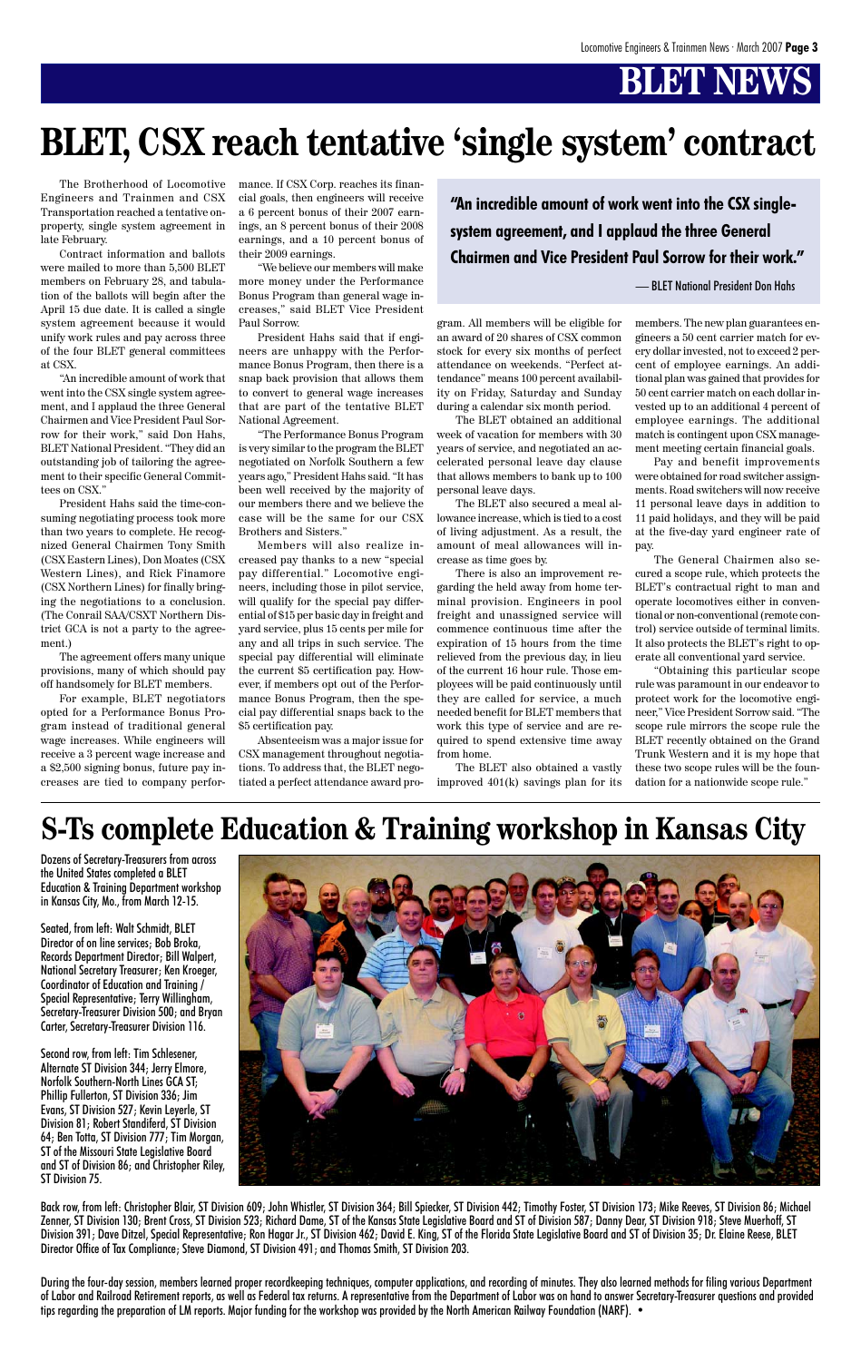# BLET NEWS

# BLET, CSX reach tentative 'single system' contract

The Brotherhood of Locomotive Engineers and Trainmen and CSX Transportation reached a tentative on-property, single system agreement in late February.

Contract information and ballots were mailed to more than 5,500 BLET members on February 28, and tabulation of the ballots will begin after the April 15 due date. It is called a single system agreement because it would unify work rules and pay across three of the four BLET general committees at CSX.

"An incredible amount of work that went into the CSX single system agreement, and I applaud the three General Chairmen and Vice President Paul Sorrow for their work," said Don Hahs, BLET National President. "They did an outstanding job of tailoring the agreement to their specific General Committees on CSX."

President Hahs said the time-consuming negotiating process took more than two years to complete. He recognized General Chairmen Tony Smith (CSX Eastern Lines), Don Moates (CSX Western Lines), and Rick Finamore (CSX Northern Lines) for finally bringing the negotiations to a conclusion. (The Conrail SAA/CSXT Northern District GCA is not a party to the agreement.)

The agreement offers many unique provisions, many of which should pay off handsomely for BLET members.

For example, BLET negotiators opted for a Performance Bonus Program instead of traditional general wage increases. While engineers will receive a 3 percent wage increase and a $2,500 signing bonus, future pay increases are tied to company performance. If CSX Corp. reaches its financial goals, then engineers will receive a 6 percent bonus of their 2007 earnings, an 8 percent bonus of their 2008 earnings, and a 10 percent bonus of their 2009 earnings.

"We believe our members will make more money under the Performance Bonus Program than general wage increases," said BLET Vice President Paul Sorrow.

President Hahs said that if engineers are unhappy with the Performance Bonus Program, then there is a snap back provision that allows them to convert to general wage increases that are part of the tentative BLET National Agreement.

"The Performance Bonus Program is very similar to the program the BLET negotiated on Norfolk Southern a few years ago," President Hahs said. "It has been well received by the majority of our members there and we believe the case will be the same for our CSX Brothers and Sisters."

Members will also realize increased pay thanks to a new "special pay differential." Locomotive engineers, including those in pilot service, will qualify for the special pay differential of $15 per basic day in freight and yard service, plus 15 cents per mile for any and all trips in such service. The special pay differential will eliminate the current $5 certification pay. However, if members opt out of the Performance Bonus Program, then the special pay differential snaps back to the $5 certification pay.

Absenteeism was a major issue for CSX management throughout negotiations. To address that, the BLET negotiated a perfect attendance award program. All members will be eligible for an award of 20 shares of CSX common stock for every six months of perfect attendance on weekends. "Perfect attendance" means 100 percent availability on Friday, Saturday and Sunday during a calendar six month period.

> **"An incredible amount of work went into the CSX single-system agreement, and I applaud the three General Chairmen and Vice President Paul Sorrow for their work."**
>
> — BLET National President Don Hahs

The BLET obtained an additional week of vacation for members with 30 years of service, and negotiated an accelerated personal leave day clause that allows members to bank up to 100 personal leave days.

The BLET also secured a meal allowance increase, which is tied to a cost of living adjustment. As a result, the amount of meal allowances will increase as time goes by.

There is also an improvement regarding the held away from home terminal provision. Engineers in pool freight and unassigned service will commence continuous time after the expiration of 15 hours from the time relieved from the previous day, in lieu of the current 16 hour rule. Those employees will be paid continuously until they are called for service, a much needed benefit for BLET members that work this type of service and are required to spend extensive time away from home.

The BLET also obtained a vastly improved 401(k) savings plan for its members. The new plan guarantees engineers a 50 cent carrier match for every dollar invested, not to exceed 2 percent of employee earnings. An additional plan was gained that provides for 50 cent carrier match on each dollar invested up to an additional 4 percent of employee earnings. The additional match is contingent upon CSX management meeting certain financial goals.

Pay and benefit improvements were obtained for road switcher assignments. Road switchers will now receive 11 personal leave days in addition to 11 paid holidays, and they will be paid at the five-day yard engineer rate of pay.

The General Chairmen also secured a scope rule, which protects the BLET's contractual right to man and operate locomotives either in conventional or non-conventional (remote control) service outside of terminal limits. It also protects the BLET's right to operate all conventional yard service.

"Obtaining this particular scope rule was paramount in our endeavor to protect work for the locomotive engineer," Vice President Sorrow said. "The scope rule mirrors the scope rule the BLET recently obtained on the Grand Trunk Western and it is my hope that these two scope rules will be the foundation for a nationwide scope rule."

# S-Ts complete Education & Training workshop in Kansas City

Dozens of Secretary-Treasurers from across the United States completed a BLET Education & Training Department workshop in Kansas City, Mo., from March 12-15.

Seated, from left: Walt Schmidt, BLET Director of on line services; Bob Broka, Records Department Director; Bill Walpert, National Secretary Treasurer; Ken Kroeger, Coordinator of Education and Training / Special Representative; Terry Willingham, Secretary-Treasurer Division 500; and Bryan Carter, Secretary-Treasurer Division 116.

Second row, from left: Tim Schlesener, Alternate ST Division 344; Jerry Elmore, Norfolk Southern-North Lines GCA ST; Phillip Fullerton, ST Division 336; Jim Evans, ST Division 527; Kevin Leyerle, ST Division 81; Robert Standiferd, ST Division 64; Ben Totta, ST Division 777; Tim Morgan, ST of the Missouri State Legislative Board and ST of Division 86; and Christopher Riley, ST Division 75.

Back row, from left: Christopher Blair, ST Division 609; John Whistler, ST Division 364; Bill Spiecker, ST Division 442; Timothy Foster, ST Division 173; Mike Reeves, ST Division 86; Michael Zenner, ST Division 130; Brent Cross, ST Division 523; Richard Dame, ST of the Kansas State Legislative Board and ST of Division 587; Danny Dear, ST Division 918; Steve Muerhoff, ST Division 391; Dave Ditzel, Special Representative; Ron Hagar Jr., ST Division 462; David E. King, ST of the Florida State Legislative Board and ST of Division 35; Dr. Elaine Reese, BLET Director Office of Tax Compliance; Steve Diamond, ST Division 491; and Thomas Smith, ST Division 203.

During the four-day session, members learned proper recordkeeping techniques, computer applications, and recording of minutes. They also learned methods for filing various Department of Labor and Railroad Retirement reports, as well as Federal tax returns. A representative from the Department of Labor was on hand to answer Secretary-Treasurer questions and provided tips regarding the preparation of LM reports. Major funding for the workshop was provided by the North American Railway Foundation (NARF). •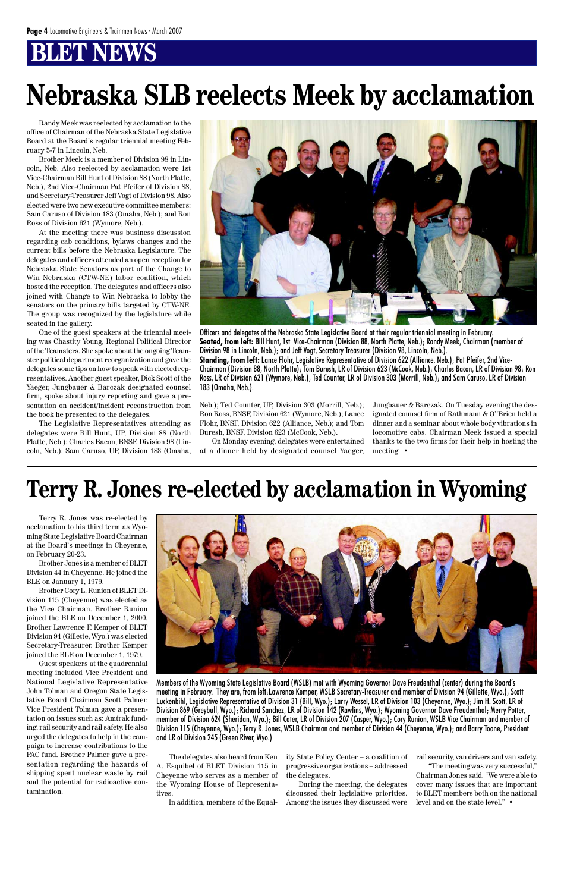## BLET NEWS

# Nebraska SLB reelects Meek by acclamation

Randy Meek was reelected by acclamation to the office of Chairman of the Nebraska State Legislative Board at the Board's regular triennial meeting February 5-7 in Lincoln, Neb.

Brother Meek is a member of Division 98 in Lincoln, Neb. Also reelected by acclamation were 1st Vice-Chairman Bill Hunt of Division 88 (North Platte, Neb.), 2nd Vice-Chairman Pat Pfeifer of Division 88, and Secretary-Treasurer Jeff Vogt of Division 98. Also elected were two new executive committee members: Sam Caruso of Division 183 (Omaha, Neb.); and Ron Ross of Division 621 (Wymore, Neb.).

At the meeting there was business discussion regarding cab conditions, bylaws changes and the current bills before the Nebraska Legislature. The delegates and officers attended an open reception for Nebraska State Senators as part of the Change to Win Nebraska (CTW-NE) labor coalition, which hosted the reception. The delegates and officers also joined with Change to Win Nebraska to lobby the senators on the primary bills targeted by CTW-NE. The group was recognized by the legislature while seated in the gallery.

One of the guest speakers at the triennial meeting was Chastity Young, Regional Political Director of the Teamsters. She spoke about the ongoing Teamster political department reorganization and gave the delegates some tips on how to speak with elected representatives. Another guest speaker, Dick Scott of the Yaeger, Jungbauer & Barczak designated counsel firm, spoke about injury reporting and gave a presentation on accident/incident reconstruction from the book he presented to the delegates.

The Legislative Representatives attending as delegates were Bill Hunt, UP, Division 88 (North Platte, Neb.); Charles Bacon, BNSF, Division 98 (Lincoln, Neb.); Sam Caruso, UP, Division 183 (Omaha, Neb.); Ted Counter, UP, Division 303 (Morrill, Neb.); Ron Ross, BNSF, Division 621 (Wymore, Neb.); Lance Flohr, BNSF, Division 622 (Alliance, Neb.); and Tom Buresh, BNSF, Division 623 (McCook, Neb.).

On Monday evening, delegates were entertained at a dinner held by designated counsel Yaeger, Jungbauer & Barczak. On Tuesday evening the designated counsel firm of Rathmann & O''Brien held a dinner and a seminar about whole body vibrations in locomotive cabs. Chairman Meek issued a special thanks to the two firms for their help in hosting the meeting. •

Officers and delegates of the Nebraska State Legislative Board at their regular triennial meeting in February. **Seated, from left:** Bill Hunt, 1st Vice-Chairman (Division 88, North Platte, Neb.); Randy Meek, Chairman (member of Division 98 in Lincoln, Neb.); and Jeff Vogt, Secretary Treasurer (Division 98, Lincoln, Neb.). **Standing, from left:** Lance Flohr, Legislative Representative of Division 622 (Alliance, Neb.); Pat Pfeifer, 2nd Vice-Chairman (Division 88, North Platte); Tom Buresh, LR of Division 623 (McCook, Neb.); Charles Bacon, LR of Division 98; Ron Ross, LR of Division 621 (Wymore, Neb.); Ted Counter, LR of Division 303 (Morrill, Neb.); and Sam Caruso, LR of Division 183 (Omaha, Neb.).

# Terry R. Jones re-elected by acclamation in Wyoming

Terry R. Jones was re-elected by acclamation to his third term as Wyoming State Legislative Board Chairman at the Board's meetings in Cheyenne, on February 20-23.

Brother Jones is a member of BLET Division 44 in Cheyenne. He joined the BLE on January 1, 1979.

Brother Cory L. Runion of BLET Division 115 (Cheyenne) was elected as the Vice Chairman. Brother Runion joined the BLE on December 1, 2000. Brother Lawrence F. Kemper of BLET Division 94 (Gillette, Wyo.) was elected Secretary-Treasurer. Brother Kemper joined the BLE on December 1, 1979.

Guest speakers at the quadrennial meeting included Vice President and National Legislative Representative John Tolman and Oregon State Legislative Board Chairman Scott Palmer. Vice President Tolman gave a presentation on issues such as: Amtrak funding, rail security and rail safety. He also urged the delegates to help in the campaign to increase contributions to the PAC fund. Brother Palmer gave a presentation regarding the hazards of shipping spent nuclear waste by rail and the potential for radioactive contamination.

The delegates also heard from Ken A. Esquibel of BLET Division 115 in Cheyenne who serves as a member of the Wyoming House of Representatives.

In addition, members of the Equality State Policy Center – a coalition of progressive organizations – addressed the delegates.

During the meeting, the delegates discussed their legislative priorities. Among the issues they discussed were rail security, van drivers and van safety.

"The meeting was very successful," Chairman Jones said. "We were able to cover many issues that are important to BLET members both on the national level and on the state level." •

Members of the Wyoming State Legislative Board (WSLB) met with Wyoming Governor Dave Freudenthal (center) during the Board's meeting in February. They are, from left:Lawrence Kemper, WSLB Secretary-Treasurer and member of Division 94 (Gillette, Wyo.); Scott Luckenbihl, Legislative Representative of Division 31 (Bill, Wyo.); Larry Wessel, LR of Division 103 (Cheyenne, Wyo.); Jim H. Scott, LR of Division 869 (Greybull, Wyo.); Richard Sanchez, LR of Division 142 (Rawlins, Wyo.); Wyoming Governor Dave Freudenthal; Merry Potter, member of Division 624 (Sheridan, Wyo.); Bill Cater, LR of Division 207 (Casper, Wyo.); Cory Runion, WSLB Vice Chairman and member of Division 115 (Cheyenne, Wyo.); Terry R. Jones, WSLB Chairman and member of Division 44 (Cheyenne, Wyo.); and Barry Toone, President and LR of Division 245 (Green River, Wyo.)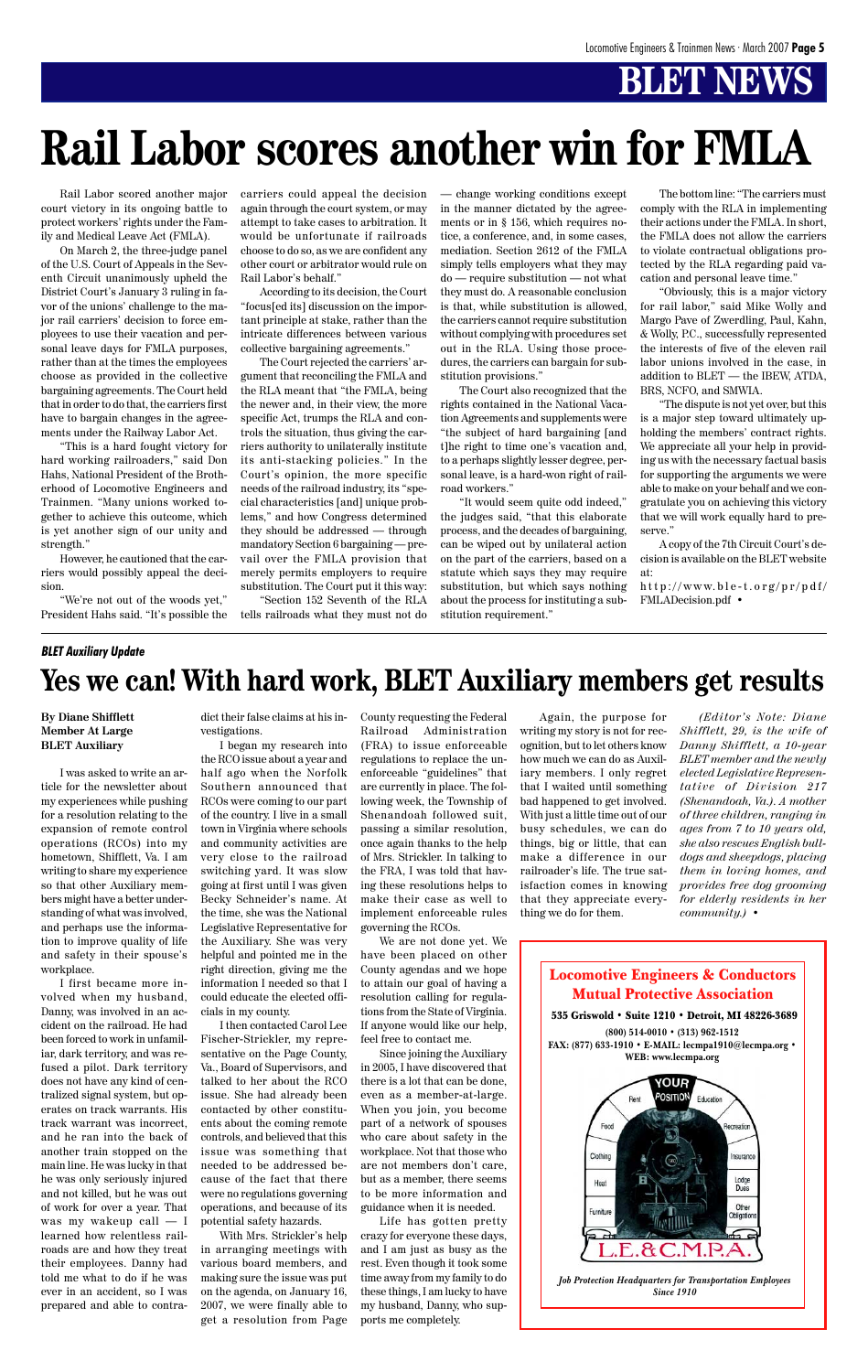# BLET NEWS

# Rail Labor scores another win for FMLA

Rail Labor scored another major court victory in its ongoing battle to protect workers' rights under the Family and Medical Leave Act (FMLA).

On March 2, the three-judge panel of the U.S. Court of Appeals in the Seventh Circuit unanimously upheld the District Court's January 3 ruling in favor of the unions' challenge to the major rail carriers' decision to force employees to use their vacation and personal leave days for FMLA purposes, rather than at the times the employees choose as provided in the collective bargaining agreements. The Court held that in order to do that, the carriers first have to bargain changes in the agreements under the Railway Labor Act.

"This is a hard fought victory for hard working railroaders," said Don Hahs, National President of the Brotherhood of Locomotive Engineers and Trainmen. "Many unions worked together to achieve this outcome, which is yet another sign of our unity and strength."

However, he cautioned that the carriers would possibly appeal the decision.

"We're not out of the woods yet," President Hahs said. "It's possible the carriers could appeal the decision again through the court system, or may attempt to take cases to arbitration. It would be unfortunate if railroads choose to do so, as we are confident any other court or arbitrator would rule on Rail Labor's behalf."

According to its decision, the Court "focus[ed its] discussion on the important principle at stake, rather than the intricate differences between various collective bargaining agreements."

The Court rejected the carriers' argument that reconciling the FMLA and the RLA meant that "the FMLA, being the newer and, in their view, the more specific Act, trumps the RLA and controls the situation, thus giving the carriers authority to unilaterally institute its anti-stacking policies." In the Court's opinion, the more specific needs of the railroad industry, its "special characteristics [and] unique problems," and how Congress determined they should be addressed — through mandatory Section 6 bargaining — prevail over the FMLA provision that merely permits employers to require substitution. The Court put it this way:

"Section 152 Seventh of the RLA tells railroads what they must not do — change working conditions except in the manner dictated by the agreements or in § 156, which requires notice, a conference, and, in some cases, mediation. Section 2612 of the FMLA simply tells employers what they may do — require substitution — not what they must do. A reasonable conclusion is that, while substitution is allowed, the carriers cannot require substitution without complying with procedures set out in the RLA. Using those procedures, the carriers can bargain for substitution provisions."

The Court also recognized that the rights contained in the National Vacation Agreements and supplements were "the subject of hard bargaining [and t]he right to time one's vacation and, to a perhaps slightly lesser degree, personal leave, is a hard-won right of railroad workers."

"It would seem quite odd indeed," the judges said, "that this elaborate process, and the decades of bargaining, can be wiped out by unilateral action on the part of the carriers, based on a statute which says they may require substitution, but which says nothing about the process for instituting a substitution requirement."

The bottom line: "The carriers must comply with the RLA in implementing their actions under the FMLA. In short, the FMLA does not allow the carriers to violate contractual obligations protected by the RLA regarding paid vacation and personal leave time."

"Obviously, this is a major victory for rail labor," said Mike Wolly and Margo Pave of Zwerdling, Paul, Kahn, & Wolly, P.C., successfully represented the interests of five of the eleven rail labor unions involved in the case, in addition to BLET — the IBEW, ATDA, BRS, NCFO, and SMWIA.

"The dispute is not yet over, but this is a major step toward ultimately upholding the members' contract rights. We appreciate all your help in providing us with the necessary factual basis for supporting the arguments we were able to make on your behalf and we congratulate you on achieving this victory that we will work equally hard to preserve."

A copy of the 7th Circuit Court's decision is available on the BLET website at:

http://www.ble-t.org/pr/pdf/FMLADecision.pdf •

***BLET Auxiliary Update***

# Yes we can! With hard work, BLET Auxiliary members get results

**By Diane Shifflett**
**Member At Large**
**BLET Auxiliary**

I was asked to write an article for the newsletter about my experiences while pushing for a resolution relating to the expansion of remote control operations (RCOs) into my hometown, Shifflett, Va. I am writing to share my experience so that other Auxiliary members might have a better understanding of what was involved, and perhaps use the information to improve quality of life and safety in their spouse's workplace.

I first became more involved when my husband, Danny, was involved in an accident on the railroad. He had been forced to work in unfamiliar, dark territory, and was refused a pilot. Dark territory does not have any kind of centralized signal system, but operates on track warrants. His track warrant was incorrect, and he ran into the back of another train stopped on the main line. He was lucky in that he was only seriously injured and not killed, but he was out of work for over a year. That was my wakeup call — I learned how relentless railroads are and how they treat their employees. Danny had told me what to do if he was ever in an accident, so I was prepared and able to contradict their false claims at his investigations.

I began my research into the RCO issue about a year and half ago when the Norfolk Southern announced that RCOs were coming to our part of the country. I live in a small town in Virginia where schools and community activities are very close to the railroad switching yard. It was slow going at first until I was given Becky Schneider's name. At the time, she was the National Legislative Representative for the Auxiliary. She was very helpful and pointed me in the right direction, giving me the information I needed so that I could educate the elected officials in my county.

I then contacted Carol Lee Fischer-Strickler, my representative on the Page County, Va., Board of Supervisors, and talked to her about the RCO issue. She had already been contacted by other constituents about the coming remote controls, and believed that this issue was something that needed to be addressed because of the fact that there were no regulations governing operations, and because of its potential safety hazards.

With Mrs. Strickler's help in arranging meetings with various board members, and making sure the issue was put on the agenda, on January 16, 2007, we were finally able to get a resolution from Page County requesting the Federal Railroad Administration (FRA) to issue enforceable regulations to replace the unenforceable "guidelines" that are currently in place. The following week, the Township of Shenandoah followed suit, passing a similar resolution, once again thanks to the help of Mrs. Strickler. In talking to the FRA, I was told that having these resolutions helps to make their case as well to implement enforceable rules governing the RCOs.

We are not done yet. We have been placed on other County agendas and we hope to attain our goal of having a resolution calling for regulations from the State of Virginia. If anyone would like our help, feel free to contact me.

Since joining the Auxiliary in 2005, I have discovered that there is a lot that can be done, even as a member-at-large. When you join, you become part of a network of spouses who care about safety in the workplace. Not that those who are not members don't care, but as a member, there seems to be more information and guidance when it is needed.

Life has gotten pretty crazy for everyone these days, and I am just as busy as the rest. Even though it took some time away from my family to do these things, I am lucky to have my husband, Danny, who supports me completely.

Again, the purpose for writing my story is not for recognition, but to let others know how much we can do as Auxiliary members. I only regret that I waited until something bad had happened to get involved. With just a little time out of our busy schedules, we can do things, big or little, that can make a difference in our railroader's life. The true satisfaction comes in knowing that they appreciate everything we do for them.

*(Editor's Note: Diane Shifflett, 29, is the wife of Danny Shifflett, a 10-year BLET member and the newly elected Legislative Representative of Division 217 (Shenandoah, Va.). A mother of three children, ranging in ages from 7 to 10 years old, she also rescues English bulldogs and sheepdogs, placing them in loving homes, and provides free dog grooming for elderly residents in her community.)* •

**Locomotive Engineers & Conductors Mutual Protective Association**

**535 Griswold • Suite 1210 • Detroit, MI 48226-3689**
**(800) 514-0010 • (313) 962-1512**
**FAX: (877) 633-1910 • E-MAIL: lecmpa1910@lecmpa.org • WEB: www.lecmpa.org**

YOUR POSITION — Rent, Education, Food, Recreation, Clothing, Insurance, Heat, Lodge Dues, Furniture, Other Obligations

L.E.&C.M.P.A.

***Job Protection Headquarters for Transportation Employees Since 1910***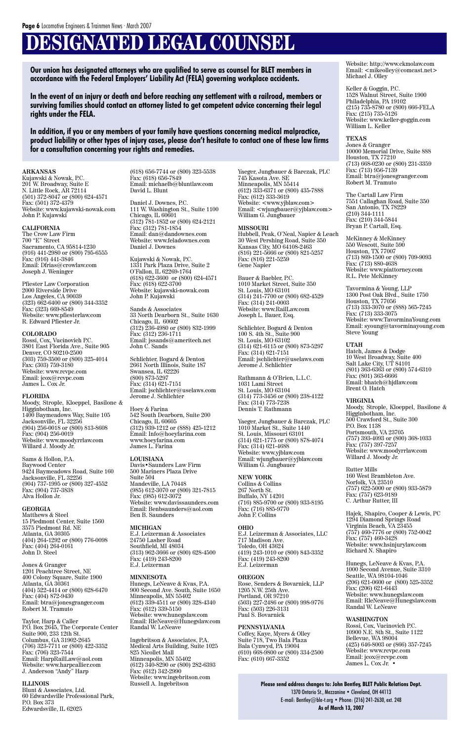# DESIGNATED LEGAL COUNSEL

**Our union has designated attorneys who are qualified to serve as counsel for BLET members in accordance with the Federal Employers' Liability Act (FELA) governing workplace accidents.**

**In the event of an injury or death and before reaching any settlement with a railroad, members or surviving families should contact an attorney listed to get competent advice concerning their legal rights under the FELA.**

**In addition, if you or any members of your family have questions concerning medical malpractice, product liability or other types of injury cases, please don't hesitate to contact one of these law firms for a consultation concerning your rights and remedies.**

**ARKANSAS**
Kujawski & Nowak, P.C.
201 W. Broadway, Suite E
N. Little Rock, AR 72114
(501) 372-8047 or (800) 624-4571
Fax: (501) 372-4379
Website: www.kujawski-nowak.com
John P. Kujawski

**CALIFORNIA**
The Crow Law Firm
700 "E" Street
Sacramento, CA 95814-1230
(916) 441-2980 or (800) 795-6555
Fax: (916) 441-3846
Email: Dfrias@crowlaw.com
Joseph J. Weninger

Pfiester Law Corporation
2000 Riverside Drive
Los Angeles, CA 90039
(323) 662-6400 or (800) 344-3352
Fax: (323) 669-8549
Website: www.pfiesterlaw.com
R. Edward Pfiester Jr.

**COLORADO**
Rossi, Cox, Vucinovich P.C.
3801 East Florida Ave., Suite 905
Denver, CO 80210-2500
(303) 759-3500 or (800) 325-4014
Fax: (303) 759-3180
Website: www.rcvpc.com
Email: jcox@rcvpc.com
James L. Cox Jr.

**FLORIDA**
Moody, Strople, Kloeppel, Basilone & Higginbotham, Inc.
1400 Baymeadows Way, Suite 105
Jacksonville, FL 32256
(904) 256-0018 or (800) 813-8608
Fax: (904) 256-0019
Website: www.moodyrrlaw.com
Willard J. Moody Jr.

Sams & Hollon, P.A.
Baywood Center
9424 Baymeadows Road, Suite 160
Jacksonville, FL 32256
(904) 737-1995 or (800) 327-4552
Fax: (904) 737-3838
Alva Hollon Jr.

**GEORGIA**
Matthews & Steel
15 Piedmont Center, Suite 1560
3575 Piedmont Rd. NE
Atlanta, GA 30305
(404) 264-1292 or (800) 776-0098
Fax: (404) 264-0161
John D. Steel

Jones & Granger
1201 Peachtree Street, NE
400 Colony Square, Suite 1900
Atlanta, GA 30361
(404) 522-4414 or (800) 628-6470
Fax: (404) 872-9430
Email: btra@jonesgranger.com
Robert M. Tramuto

Taylor, Harp & Caller
P.O. Box 2645, The Corporate Center
Suite 900, 233 12th St.
Columbus, GA 31902-2645
(706) 323-7711 or (800) 422-3352
Fax: (706) 323-7544
Email: HarpRailLaw@aol.com
Website: www.harpcallier.com
J. Anderson "Andy" Harp

**ILLINOIS**
Blunt & Associates, Ltd.
60 Edwardsville Professional Park,
P.O. Box 373
Edwardsville, IL 62025
(618) 656-7744 or (800) 323-5538
Fax: (618) 656-7849
Email: michaelb@bluntlaw.com
David L. Blunt

Daniel J. Downes, P.C.
111 W. Washington St., Suite 1100
Chicago, IL 60601
(312) 781-1852 or (800) 624-2121
Fax: (312) 781-1854
Email: dan@dandownes.com
Website: www.feladownes.com
Daniel J. Downes

Kujawski & Nowak, P.C.
1331 Park Plaza Drive, Suite 2
O'Fallon, IL 62269-1764
(618) 622-3600 or (800) 624-4571
Fax: (618) 622-3700
Website: kujawski-nowak.com
John P. Kujawski

Sands & Associates
33 North Dearborn St., Suite 1630
Chicago, IL 60602
(312) 236-4980 or (800) 832-1999
Fax: (312) 236-1711
Email: jssands@ameritech.net
John C. Sands

Schlichter, Bogard & Denton
2661 North Illinois, Suite 187
Swansea, IL 62226
(800) 873-5297
Fax: (314) 621-7151
Email: jschlichter@uselaws.com
Jerome J. Schlichter

Hoey & Farina
542 South Dearborn, Suite 200
Chicago, IL 60605
(312) 939-1212 or (888) 425-1212
Email: Info@hoeyfarina.com
www.hoeyfarina.com
James L. Farina

**LOUISIANA**
Davis•Saunders Law Firm
500 Mariners Plaza Drive
Suite 504
Mandeville, LA 70448
(985) 612-3070 or (800) 321-7815
Fax: (985) 612-3072
Website: www.davissaunders.com
Email: Benbsaunders@aol.com
Ben B. Saunders

**MICHIGAN**
E.J. Leizerman & Associates
24750 Lasher Road
Southfield, MI 48034
(313) 962-3666 or (800) 628-4500
Fax: (419) 243-8200
E.J. Leizerman

**MINNESOTA**
Hunegs, LeNeave & Kvas, P.A.
900 Second Ave. South, Suite 1650
Minneapolis, MN 55402
(612) 339-4511 or (800) 328-4340
Fax: (612) 339-5150
Website: www.hunegslaw.com
Email: RleNeave@Hunegslaw.com
Randal W. LeNeave

Ingebritson & Associates, P.A.
Medical Arts Building, Suite 1025
825 Nicollet Mall
Minneapolis, MN 55402
(612) 340-8290 or (800) 282-6393
Fax: (612) 342-2990
Website: www.ingebritson.com
Russell A. Ingebritson

Yaeger, Jungbauer & Barczak, PLC
745 Kasota Ave. SE
Minneapolis, MN 55414
(612) 333-6371 or (800) 435-7888
Fax: (612) 333-3619
Website: <www.yjblaw.com>
Email: <wjungbauer@yjblaw.com>
William G. Jungbauer

**MISSOURI**
Hubbell, Peak, O'Neal, Napier & Leach
30 West Pershing Road, Suite 350
Kansas City, MO 64108-2463
(816) 221-5666 or (800) 821-5257
Fax: (816) 221-5259
Gene Napier

Bauer & Baebler, P.C.
1010 Market Street, Suite 350
St. Louis, MO 63101
(314) 241-7700 or (800) 682-4529
Fax: (314) 241-0003
Website: www.RailLaw.com
Joseph L. Bauer, Esq.

Schlichter, Bogard & Denton
100 S. 4th St., Suite 900
St. Louis, MO 63102
(314) 621-6115 or (800) 873-5297
Fax: (314) 621-7151
Email: jschlichter@uselaws.com
Jerome J. Schlichter

Rathmann & O'Brien, L.L.C.
1031 Lami Street
St. Louis, MO 63104
(314) 773-3456 or (800) 238-4122
Fax: (314) 773-7238
Dennis T. Rathmann

Yaeger, Jungbauer & Barczak, PLC
1010 Market St., Suite 1440
St. Louis, Missouri 63101
(314) 621-1775 or (800) 878-4074
Fax: (314) 621-4688
Website: www.yjblaw.com
Email: wjungbauer@yjblaw.com
William G. Jungbauer

**NEW YORK**
Collins & Collins
267 North St.
Buffalo, NY 14201
(716) 885-9700 or (800) 933-8195
Fax: (716) 885-9770
John F. Collins

**OHIO**
E.J. Leizerman & Associates, LLC
717 Madison Ave.
Toledo, OH 43624
(419) 243-1010 or (800) 843-3352
Fax: (419) 243-8200
E.J. Leizerman

**OREGON**
Rose, Senders & Bovarnick, LLP
1205 N.W. 25th Ave.
Portland, OR 97210
(503) 227-2486 or (800) 998-9776
Fax: (503) 226-3131
Paul S. Bovarnick

**PENNSYLVANIA**
Coffey, Kaye, Myers & Olley
Suite 718, Two Bala Plaza
Bala Cynwyd, PA 19004
(610) 668-9800 or (800) 334-2500
Fax: (610) 667-3352
Website: http://www.ckmolaw.com
Email: <mikeolley@comcast.net>
Michael J. Olley

Keller & Goggin, P.C.
1528 Walnut Street, Suite 1900
Philadelphia, PA 19102
(215) 735-8780 or (800) 666-FELA
Fax: (215) 735-5126
Website: www.keller-goggin.com
William L. Keller

**TEXAS**
Jones & Granger
10000 Memorial Drive, Suite 888
Houston, TX 77210
(713) 668-0230 or (800) 231-3359
Fax: (713) 956-7139
Email: btra@jonesgranger.com
Robert M. Tramuto

The Cartall Law Firm
7551 Callaghan Road, Suite 350
San Antonio, TX 78229
(210) 344-1111
Fax: (210) 344-5844
Bryan P. Cartall, Esq.

McKinney & McKinney
550 Wescott, Suite 590
Houston, TX 77007
(713) 869-1500 or (800) 709-9093
Fax: (713) 880-4638
Website: www.piattorney.com
R.L. Pete McKinney

Tavormina & Young, LLP
1300 Post Oak Blvd., Suite 1750
Houston, TX 77056
(713) 333-3070 or (888) 565-7245
Fax: (713) 333-3075
Website: www.TavorminaYoung.com
Email: syoung@tavorminayoung.com
Steve Young

**UTAH**
Hatch, James & Dodge
10 West Broadway, Suite 400
Salt Lake City, UT 84101
(801) 363-6363 or (800) 574-6310
Fax: (801) 363-6666
Email: bhatch@hjdlaw.com
Brent O. Hatch

**VIRGINIA**
Moody, Strople, Kloeppel, Basilone & Higginbotham, Inc.
500 Crawford St., Suite 300
P.O. Box 1138
Portsmouth, VA 23705
(757) 393-4093 or (800) 368-1033
Fax: (757) 397-7257
Website: www.moodyrrlaw.com
Willard J. Moody Jr.

Rutter Mills
160 West Brambleton Ave.
Norfolk, VA 23510
(757) 622-5000 or (800) 933-5879
Fax: (757) 623-9189
C. Arthur Rutter, III

Hajek, Shapiro, Cooper & Lewis, PC
1294 Diamond Springs Road
Virginia Beach, VA 23455
(757) 460-7776 or (800) 752-0042
Fax: (757) 460-3428
Website: www.hsinjurylaw.com
Richard N. Shapiro

**WASHINGTON**
Hunegs, LeNeave & Kvas, P.A.
1000 Second Avenue, Suite 3310
Seattle, WA 98104-1046
(206) 621-0600 or (800) 525-3352
Fax: (206) 621-6443
Website: www.hunegslaw.com
Email: RleNeave@Hunegslaw.com
Randal W. LeNeave

Rossi, Cox, Vucinovich P.C.
10900 N.E. 8th St., Suite 1122
Bellevue, WA 98004
(425) 646-8003 or (866) 357-7245
Website: www.rcvpc.com
Email: jcox@rcvpc.com
James L. Cox Jr. •

**Please send address changes to: John Bentley, BLET Public Relations Dept.**
1370 Ontario St., Mezzanine • Cleveland, OH 44113
E-mail: Bentley@ble-t.org • Phone: (216) 241-2630, ext. 248
**As of March 13, 2007**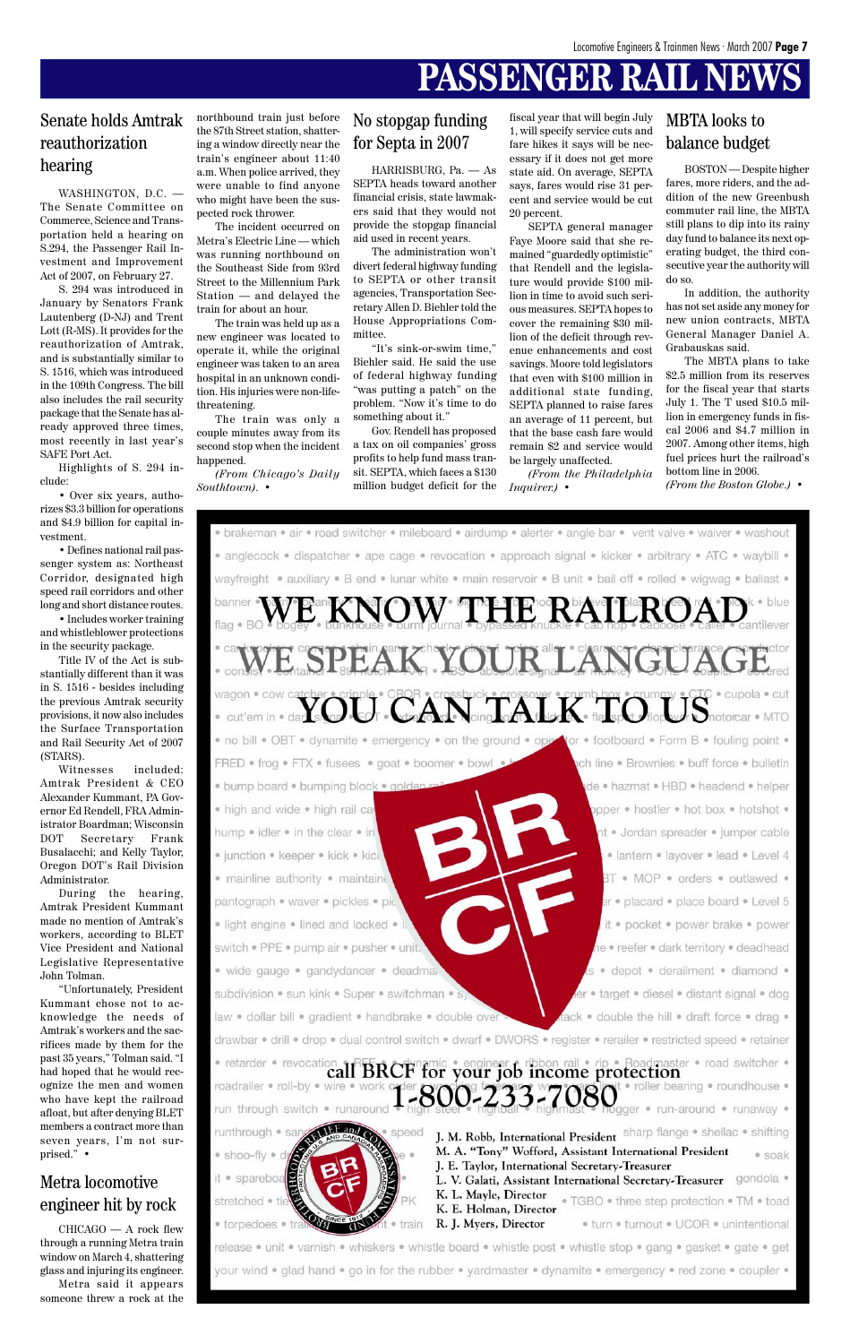# PASSENGER RAIL NEWS

## Senate holds Amtrak reauthorization hearing

WASHINGTON, D.C. — The Senate Committee on Commerce, Science and Transportation held a hearing on S.294, the Passenger Rail Investment and Improvement Act of 2007, on February 27.

S. 294 was introduced in January by Senators Frank Lautenberg (D-NJ) and Trent Lott (R-MS). It provides for the reauthorization of Amtrak, and is substantially similar to S. 1516, which was introduced in the 109th Congress. The bill also includes the rail security package that the Senate has already approved three times, most recently in last year's SAFE Port Act.

Highlights of S. 294 include:

• Over six years, authorizes $3.3 billion for operations and $4.9 billion for capital investment.

• Defines national rail passenger system as: Northeast Corridor, designated high speed rail corridors and other long and short distance routes.

• Includes worker training and whistleblower protections in the security package.

Title IV of the Act is substantially different than it was in S. 1516 - besides including the previous Amtrak security provisions, it now also includes the Surface Transportation and Rail Security Act of 2007 (STARS).

Witnesses included: Amtrak President & CEO Alexander Kummant, PA Governor Ed Rendell, FRA Administrator Boardman; Wisconsin DOT Secretary Frank Busalacchi; and Kelly Taylor, Oregon DOT's Rail Division Administrator.

During the hearing, Amtrak President Kummant made no mention of Amtrak's workers, according to BLET Vice President and National Legislative Representative John Tolman.

"Unfortunately, President Kummant chose not to acknowledge the needs of Amtrak's workers and the sacrifices made by them for the past 35 years," Tolman said. "I had hoped that he would recognize the men and women who have kept the railroad afloat, but after denying BLET members a contract more than seven years, I'm not surprised." •

## Metra locomotive engineer hit by rock

CHICAGO — A rock flew through a running Metra train window on March 4, shattering glass and injuring its engineer.

Metra said it appears someone threw a rock at the northbound train just before the 87th Street station, shattering a window directly near the train's engineer about 11:40 a.m. When police arrived, they were unable to find anyone who might have been the suspected rock thrower.

The incident occurred on Metra's Electric Line — which was running northbound on the Southeast Side from 93rd Street to the Millennium Park Station — and delayed the train for about an hour.

The train was held up as a new engineer was located to operate it, while the original engineer was taken to an area hospital in an unknown condition. His injuries were non-life-threatening.

The train was only a couple minutes away from its second stop when the incident happened.

*(From Chicago's Daily Southtown).* •

## No stopgap funding for Septa in 2007

HARRISBURG, Pa. — As SEPTA heads toward another financial crisis, state lawmakers said that they would not provide the stopgap financial aid used in recent years.

The administration won't divert federal highway funding to SEPTA or other transit agencies, Transportation Secretary Allen D. Biehler told the House Appropriations Committee.

"It's sink-or-swim time," Biehler said. He said the use of federal highway funding "was putting a patch" on the problem. "Now it's time to do something about it."

Gov. Rendell has proposed a tax on oil companies' gross profits to help fund mass transit. SEPTA, which faces a $130 million budget deficit for the fiscal year that will begin July 1, will specify service cuts and fare hikes it says will be necessary if it does not get more state aid. On average, SEPTA says, fares would rise 31 percent and service would be cut 20 percent.

SEPTA general manager Faye Moore said that she remained "guardedly optimistic" that Rendell and the legislature would provide $100 million in time to avoid such serious measures. SEPTA hopes to cover the remaining $30 million of the deficit through revenue enhancements and cost savings. Moore told legislators that even with $100 million in additional state funding, SEPTA planned to raise fares an average of 11 percent, but that the base cash fare would remain $2 and service would be largely unaffected.

*(From the Philadelphia Inquirer.)* •

## MBTA looks to balance budget

BOSTON — Despite higher fares, more riders, and the addition of the new Greenbush commuter rail line, the MBTA still plans to dip into its rainy day fund to balance its next operating budget, the third consecutive year the authority will do so.

In addition, the authority has not set aside any money for new union contracts, MBTA General Manager Daniel A. Grabauskas said.

The MBTA plans to take $2.5 million from its reserves for the fiscal year that starts July 1. The T used $10.5 million in emergency funds in fiscal 2006 and $4.7 million in 2007. Among other items, high fuel prices hurt the railroad's bottom line in 2006.

*(From the Boston Globe.)* •

---

**WE KNOW THE RAILROAD**

**WE SPEAK YOUR LANGUAGE**

**YOU CAN TALK TO US**

**call BRCF for your job income protection**

**1-800-233-7080**

J. M. Robb, International President
M. A. "Tony" Wofford, Assistant International President
J. E. Taylor, International Secretary-Treasurer
L. V. Galati, Assistant International Secretary-Treasurer
K. L. Mayle, Director
K. E. Holman, Director
R. J. Myers, Director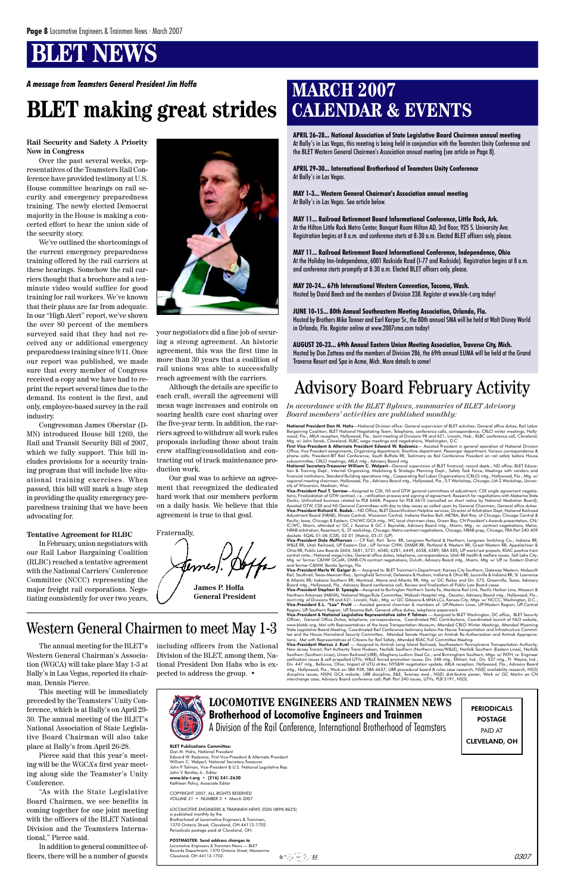# BLET NEWS

*A message from Teamsters General President Jim Hoffa*

# BLET making great strides

**Rail Security and Safety A Priority Now in Congress**

Over the past several weeks, representatives of the Teamsters Rail Conference have provided testimony at U.S. House committee hearings on rail security and emergency preparedness training. The newly elected Democrat majority in the House is making a concerted effort to hear the union side of the security story.

We've outlined the shortcomings of the current emergency preparedness training offered by the rail carriers at these hearings. Somehow the rail carriers thought that a brochure and a ten-minute video would suffice for good training for rail workers. We've known that their plans are far from adequate. In our "High Alert" report, we've shown the over 80 percent of the members surveyed said that they had not received any or additional emergency preparedness training since 9/11. Once our report was published, we made sure that every member of Congress received a copy and we have had to reprint the report several times due to the demand. Its content is the first, and only, employee-based survey in the rail industry.

Congressman James Oberstar (D-MN) introduced House bill 1269, the Rail and Transit Security Bill of 2007, which we fully support. This bill includes provisions for a security training program that will include live situational training exercises. When passed, this bill will mark a huge step in providing the quality emergency preparedness training that we have been advocating for.

**Tentative Agreement for RLBC**

In February, union negotiators with our Rail Labor Bargaining Coalition (RLBC) reached a tentative agreement with the National Carriers' Conference Committee (NCCC) representing the major freight rail corporations. Negotiating consistently for over two years, your negotiators did a fine job of securing a strong agreement. An historic agreement, this was the first time in more than 30 years that a coalition of rail unions was able to successfully reach agreement with the carriers.

Although the details are specific to each craft, overall the agreement will mean wage increases and controls on soaring health care cost sharing over the five-year term. In addition, the carriers agreed to withdraw all work rules proposals including those about train crew staffing/consolidation and contracting out of track maintenance production work.

Our goal was to achieve an agreement that recognized the dedicated hard work that our members perform on a daily basis. We believe that this agreement is true to that goal.

Fraternally,

**James P. Hoffa**
**General President**

# Western General Chairmen to meet May 1-3

The annual meeting for the BLET's Western General Chairman's Association (WGCA) will take place May 1-3 at Bally's in Las Vegas, reported its chairman, Dennis Pierce.

This meeting will be immediately preceded by the Teamsters' Unity Conference, which is at Bally's on April 29-30. The annual meeting of the BLET's National Association of State Legislative Board Chairman will also take place at Bally's from April 26-28.

Pierce said that this year's meeting will be the WGCA's first year meeting along side the Teamster's Unity Conference.

"As with the State Legislative Board Chairmen, we see benefits in coming together for one joint meeting with the officers of the BLET National Division and the Teamsters International," Pierce said.

In addition to general committee officers, there will be a number of guests including officers from the National Division of the BLET, among them, National President Don Hahs who is expected to address the group. •

# MARCH 2007 CALENDAR & EVENTS

**APRIL 26-28... National Association of State Legislative Board Chairmen annual meeting**
At Bally's in Las Vegas, this meeting is being held in conjunction with the Teamsters Unity Conference and the BLET Western General Chairmen's Association annual meeting (see article on Page 8).

**APRIL 29-30... International Brotherhood of Teamsters Unity Conference**
At Bally's in Las Vegas.

**MAY 1-3... Western General Chairman's Association annual meeting**
At Bally's in Las Vegas. See article below.

**MAY 11... Railroad Retirement Board Informational Conference, Little Rock, Ark.**
At the Hilton Little Rock Metro Center, Banquet Room Hilton AD, 3rd floor, 925 S. University Ave. Registration begins at 8 a.m. and conference starts at 8:30 a.m. Elected BLET officers only, please.

**MAY 11... Railroad Retirement Board Informational Conference, Independence, Ohio**
At the Holiday Inn-Independence, 6001 Rockside Road (I-77 and Rockside). Registration begins at 8 a.m. and conference starts promptly at 8:30 a.m. Elected BLET officers only, please.

**MAY 20-24... 67th International Western Convention, Tacoma, Wash.**
Hosted by David Beech and the members of Division 238. Register at www.ble-t.org today!

**JUNE 10-15... 80th Annual Southeastern Meeting Association, Orlando, Fla.**
Hosted by Brothers Mike Tanner and Earl Karper Sr., the 80th annual SMA will be held at Walt Disney World in Orlando, Fla. Register online at www.2007sma.com today!

**AUGUST 20-23... 69th Annual Eastern Union Meeting Association, Traverse City, Mich.**
Hosted by Don Zatteau and the members of Division 286, the 69th annual EUMA will be held at the Grand Traverse Resort and Spa in Acme, Mich. More details to come!

# Advisory Board February Activity

*In accordance with the BLET Bylaws, summaries of BLET Advisory Board members' activities are published monthly:*

**National President Don M. Hahs**—National Division office: General supervision of BLET activities; General office duties; Rail Labor Bargaining Coalition; BLET National Negotiating Team; Telephone, conference calls, correspondence; CRLO winter meetings, Hollywood, Fla.; ARLA reception, Hollywood, Fla.; Joint meeting of Divisions 98 and 621, Lincoln, Neb.; RLBC conference call, Cleveland; Mtg. w/ John Sands, Cleveland; RLBC wage meetings and negotiations, Washington, D.C.

**First Vice-President & Alternate President Edward W. Rodzwicz**— Assisted President in general operation of National Division Office; Vice President assignments; Organizing department; Shortline department; Passenger department; Various correspondence & phone calls; President-IBT Rail Conference; South Buffalo RR; Testimony as Rail Conference President on rail safety before House subcommittee; CRLO meetings; ARLA mtg.; Advisory Board mtg.

**National Secretary-Treasurer William C. Walpert**—General supervision of BLET financial, record depts.; ND office; BLET Education & Training Dept.; Internal Organizing, Mobilizing & Strategic Planning Dept.; Safety Task Force; Meetings with vendors and financial institutions; Standard Building operations mtg.; Cooperating Rail Labor Organizations (CRLO) mtg., Hollywood, Fla.; Mtg. w/ regional meeting chairmen, Hollywood, Fla.; Advisory Board mtg., Hollywood, Fla.; S-T Workshop, Chicago; LM-2 Workshop, University of Wisconsin, Madison, Wisc.

**Vice-President Paul T. Sorrow**—Assigned to CSX, NS and GTW general committees of adjustment; CSX single agreement negotiations; Finalization of GTW contract, i.e., ratification process and signing of agreement; Research for negotiations with Alabama State Docks; Unfinished business related to PLB 6468; Prepare for PLB 6610 (cancelled on short notice by National Mediation Board); Assisted GTW, CSX and NS General Committees with day to day issues as called upon by General Chairmen; General office duties.

**Vice-President Richard K. Radek**— ND Office; BLET Decertification Helpline services; Director of Arbitration Dept; National Railroad Adjustment Board (NRAB); Illinois Central; Wisconsin Central; Indiana Harbor Belt; METRA; Belt Rwy. of Chicago; Chicago Central & Pacific; Iowa, Chicago & Eastern; CN/WC GCA mtg.; WC local chairman class, Green Bay; CN President's Awards presentation, CN/IC/WC, Miami, attended w/ GC J. Koonce & GC J. Reynolds; Advisory Board mtg., Miami; Mtg., re: contract negotiations, Metra; NRAB arbitration, Rosemont, IL; ST workshop, Chicago; Metra contract negotiations, Chicago; NRAB prep, Chicago; FRA Part 240.409 dockets: EQAL 01-06 (CSX), 02-01 (Metra), 03-31 (UP).

**Vice-President Dale McPherson** — CP Rail; Port. Term. RR; Longview Portland & Northern; Longview Switching Co.; Indiana RR; W&LE RR; Utah Railroad; UP Eastern Dist.; UP former CNW; DM&IR RR; Portland & Western RR; Great Western RR; Appalachian & Ohio RR; Public Law Boards 5604, 5681, 5721, 6040, 6281, 6449, 6558, 6589; SBA 585; UP work/rest projects; RSAC positive train control cmte.; National wage/rules; General office duties, telephone, correspondence; Utah RR health & welfare issues, Salt Lake City; Mtg. w/ former C&NW GCofA; DMIR-CN contract negotiations, Duluth; Advisory Board mtg., Miami; Mtg. w/ UP re: Eastern District and former C&NW, Bonita Springs, Fla.

**Vice-President Merle W. Geiger Jr.**— Assigned to: BLET Trainmen's Department; Kansas City Southern; Gateway Western; Midsouth Rail; Southrail; Texas-Mexican Rwy.; Springfield Terminal, Delaware & Hudson; Indiana & Ohio RR; Louisville & Indiana RR; St. Lawrence & Atlantic RR; Indiana Southern RR; Montreal, Maine and Atlantic RR; Mtg. w/ GC Parker and Div. 573, Greenville, Texas; Advisory Board mtg., Hollywood, Fla.; Advisory Board conference call; Review and finalization of Public Law Board cases.

**Vice-President Stephen D. Speagle**—Assigned to Burlington Northern Santa Fe, Montana Rail Link, Pacific Harbor Line, Missouri & Northern Arkansas (M&NA), National Wage/Rule Committee; Wabash Hospital mtg., Decatur; Advisory Board mtg., Hollywood, Fla.; Joint mtg. of Divisions 98 and 621, Lincoln, Neb.; Mtg. w/ GC Gibbons & MNA LCs, Kansas City; Mtgs. w/ NCCC, Washington, D.C.;

**Vice-President E.L. "Lee" Pruitt** — Assigned general chairmen & members of: UP-Western Lines; UP-Western Region; UP-Central Region; UP-Southern Region; UP-Tacoma Belt; General office duties, telephone paperwork.

**Vice-President & National Legislative Representative John P. Tolman** — Assigned to BLET Washington, DC office; BLET Security Officer; General Office Duties, telephone, correspondence; Coordinated PAC Contributions; Coordinated launch of NLO website, www.bletdc.org; Met with Representatives of the Iowa Transportation Museum; Attended CRLO Winter Meetings; Attended Wyoming State Legislative Board Meeting; Coordinated Rail Conference testimony before the House Transportation and Infrastructure Committee and the House Homeland Security Committee; Attended Senate Hearings on Amtrak Re-Authorization and Amtrak Appropriations; Met with Representatives of Citizens for Rail Safety; Attended RSAC Full Committee Meeting.

**Vice-President Marcus J. Ruef** — Assigned to Amtrak Long Island Railroad; Southeastern Pennsylvania Transportation Authority; New Jersey Transit; Port Authority Trans Hudson; Norfolk Southern (Northern Lines/W&LE); Norfolk Southern (Eastern Lines); Norfolk Southern (Southern Lines); Union Railroad (URR); Allegheny Ludlum Steel Co.; and Birmingham Southern; Mtgs. w/ PATH, re: Engineer certification issues & self-propelled UTVs; W&LE forced promotion issues; Div. 348 mtg., Elkhart, Ind.; Div. 537 mtg., Ft. Wayne, Ind.; Div. 447 mtg., Bellevue, Ohio; Impact of UTU strike; NYS&W negotiation update; ARLA reception, Hollywood, Fla.; Advisory Board mtg., Hollywood, Fla.; Work on SBA 928, SBA 6657; URR procedural board & rules case research; NS(E) availability research; NS(S) discipline issues; NS(N) GCA website; LIRR discipline, E&E, Twomey arvd.; NS(E) distributive power; Work w/ GC Martin on CN interchange case; Advisory Board conference call; Path Part 240 issues, UTVs; PLB 5191, NS(S).

## LOCOMOTIVE ENGINEERS AND TRAINMEN NEWS
**Brotherhood of Locomotive Engineers and Trainmen**
A Division of the Rail Conference, International Brotherhood of Teamsters

**BLET Publications Committee:**
Don M. Hahs, National President
Edward W. Rodzwicz, First Vice-President & Alternate President
William C. Walpert, National Secretary-Treasurer
John P Tolman, Vice-President & U.S. National Legislative Rep.
John V. Bentley Jr., Editor
**www.ble-t.org • (216) 241-2630**
Kathleen Policy, Associate Editor

COPYRIGHT 2007, ALL RIGHTS RESERVED
*VOLUME 21 • NUMBER 3 • March 2007*

*LOCOMOTIVE ENGINEERS & TRAINMEN NEWS* (ISSN 0898-8625) is published monthly by the Brotherhood of Locomotive Engineers & Trainmen, 1370 Ontario Street, Cleveland, OH 44113-1702. Periodicals postage paid at Cleveland, OH.

**POSTMASTER: Send address changes to** *Locomotive Engineers & Trainmen News — BLET* Records Department, 1370 Ontario Street, Mezzanine Cleveland, OH 44113-1702

**PERIODICALS POSTAGE PAID AT CLEVELAND, OH**

0307